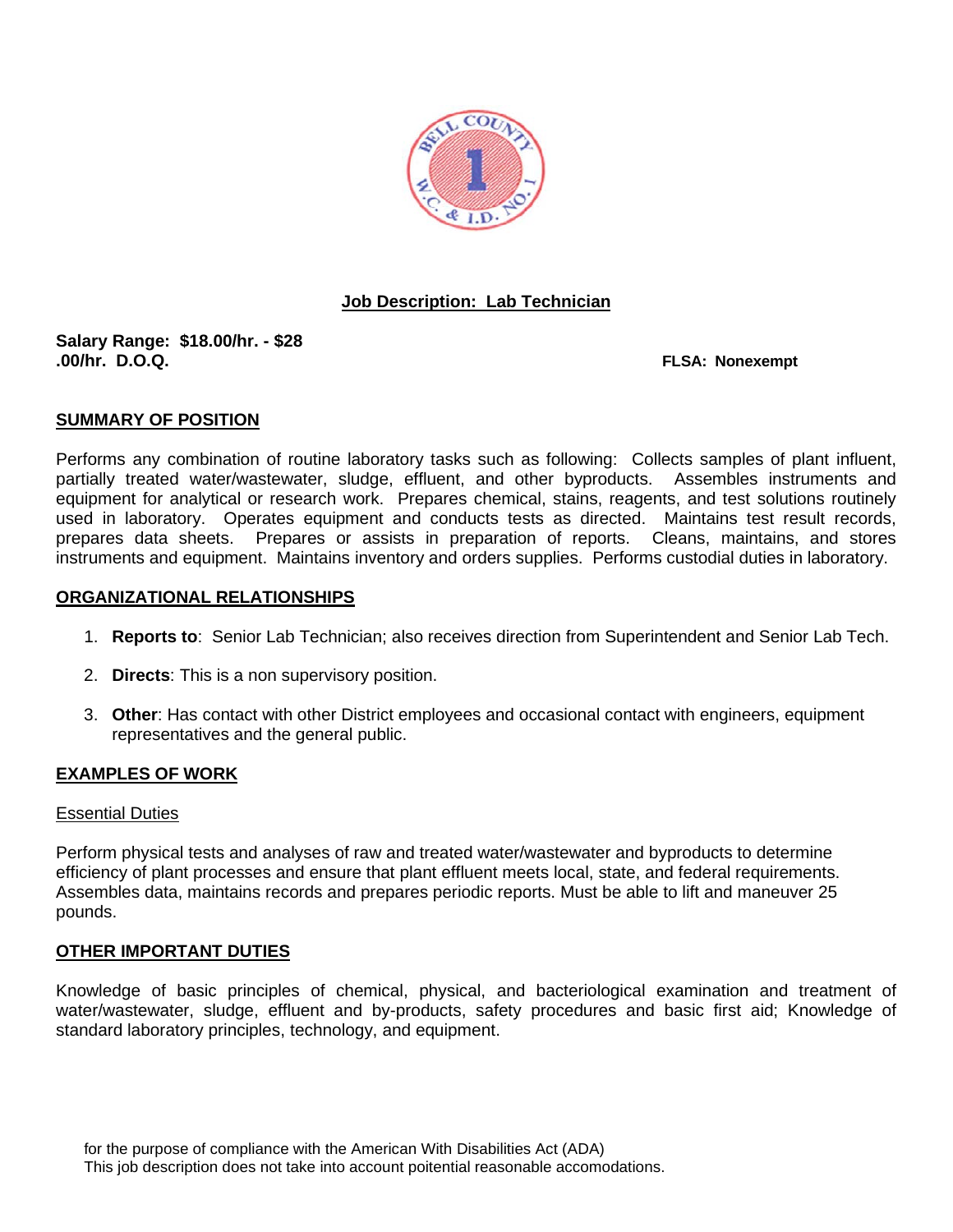# Job Description: Lab Technician

**Salary Range: $18.00/hr. - $28.00/hr. D.O.Q.**

**FLSA: Nonexempt**

## SUMMARY OF POSITION

Performs any combination of routine laboratory tasks such as following: Collects samples of plant influent, partially treated water/wastewater, sludge, effluent, and other byproducts. Assembles instruments and equipment for analytical or research work. Prepares chemical, stains, reagents, and test solutions routinely used in laboratory. Operates equipment and conducts tests as directed. Maintains test result records, prepares data sheets. Prepares or assists in preparation of reports. Cleans, maintains, and stores instruments and equipment. Maintains inventory and orders supplies. Performs custodial duties in laboratory.

## ORGANIZATIONAL RELATIONSHIPS

1. **Reports to**: Senior Lab Technician; also receives direction from Superintendent and Senior Lab Tech.
2. **Directs**: This is a non supervisory position.
3. **Other**: Has contact with other District employees and occasional contact with engineers, equipment representatives and the general public.

## EXAMPLES OF WORK

Essential Duties

Perform physical tests and analyses of raw and treated water/wastewater and byproducts to determine efficiency of plant processes and ensure that plant effluent meets local, state, and federal requirements. Assembles data, maintains records and prepares periodic reports. Must be able to lift and maneuver 25 pounds.

## OTHER IMPORTANT DUTIES

Knowledge of basic principles of chemical, physical, and bacteriological examination and treatment of water/wastewater, sludge, effluent and by-products, safety procedures and basic first aid; Knowledge of standard laboratory principles, technology, and equipment.

for the purpose of compliance with the American With Disabilities Act (ADA)
This job description does not take into account poitential reasonable accomodations.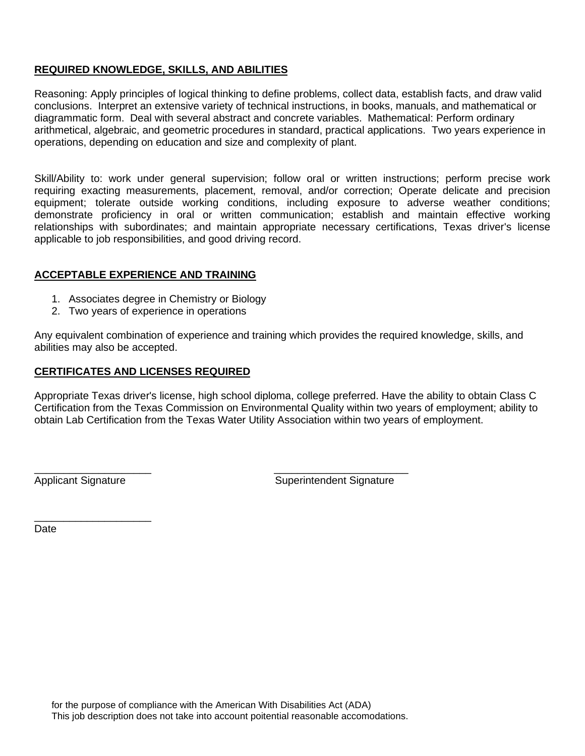## REQUIRED KNOWLEDGE, SKILLS, AND ABILITIES

Reasoning: Apply principles of logical thinking to define problems, collect data, establish facts, and draw valid conclusions. Interpret an extensive variety of technical instructions, in books, manuals, and mathematical or diagrammatic form. Deal with several abstract and concrete variables. Mathematical: Perform ordinary arithmetical, algebraic, and geometric procedures in standard, practical applications. Two years experience in operations, depending on education and size and complexity of plant.

Skill/Ability to: work under general supervision; follow oral or written instructions; perform precise work requiring exacting measurements, placement, removal, and/or correction; Operate delicate and precision equipment; tolerate outside working conditions, including exposure to adverse weather conditions; demonstrate proficiency in oral or written communication; establish and maintain effective working relationships with subordinates; and maintain appropriate necessary certifications, Texas driver's license applicable to job responsibilities, and good driving record.

## ACCEPTABLE EXPERIENCE AND TRAINING

1. Associates degree in Chemistry or Biology
2. Two years of experience in operations

Any equivalent combination of experience and training which provides the required knowledge, skills, and abilities may also be accepted.

## CERTIFICATES AND LICENSES REQUIRED

Appropriate Texas driver's license, high school diploma, college preferred. Have the ability to obtain Class C Certification from the Texas Commission on Environmental Quality within two years of employment; ability to obtain Lab Certification from the Texas Water Utility Association within two years of employment.

____________________ ______________________
Applicant Signature Superintendent Signature

____________________
Date

for the purpose of compliance with the American With Disabilities Act (ADA)
This job description does not take into account poitential reasonable accomodations.